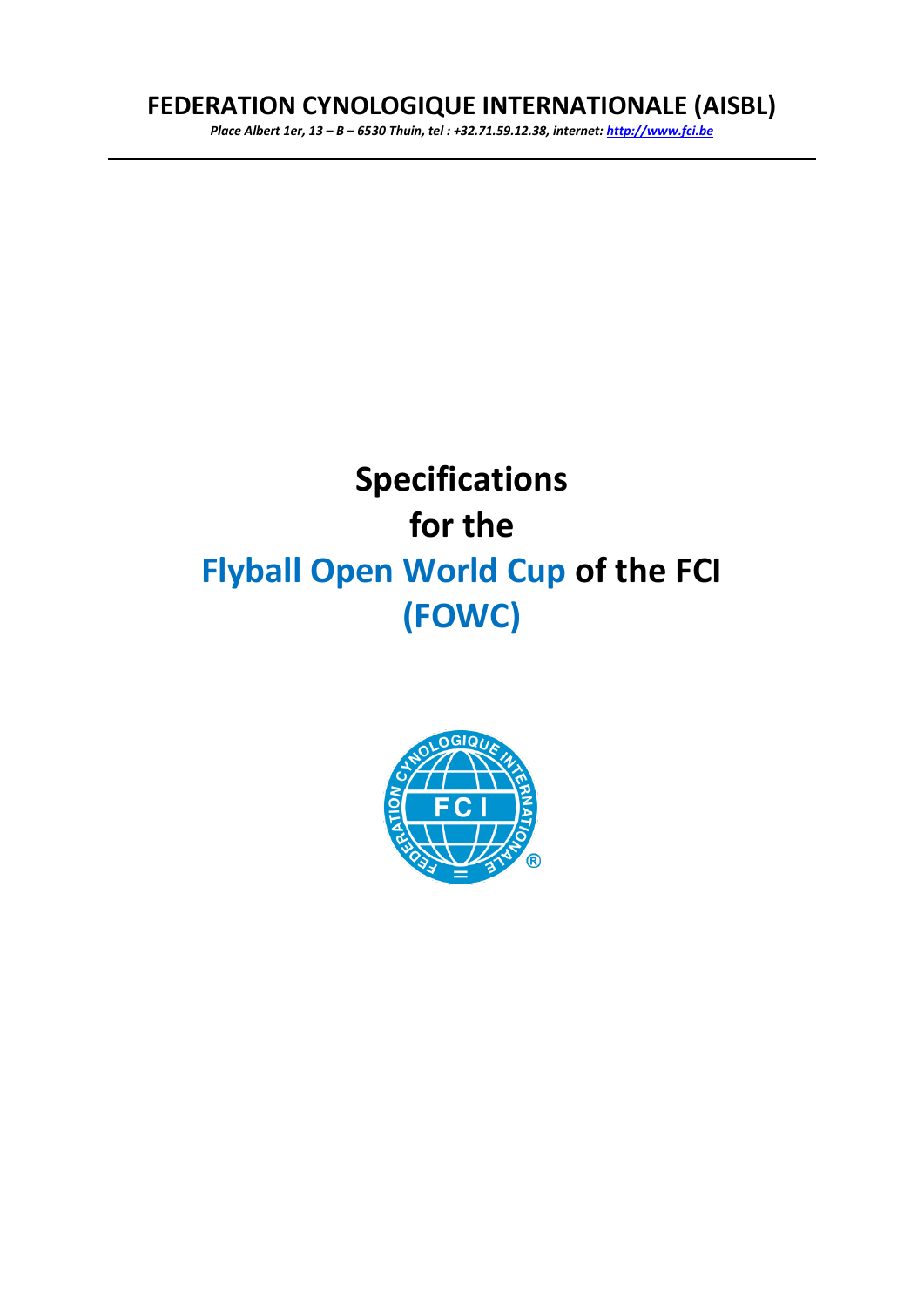# FEDERATION CYNOLOGIQUE INTERNATIONALE (AISBL)

*Place Albert 1er, 13 – B – 6530 Thuin, tel : +32.71.59.12.38, internet: [http://www.fci.be](http://www.fci.be)*

# Specifications for the Flyball Open World Cup of the FCI (FOWC)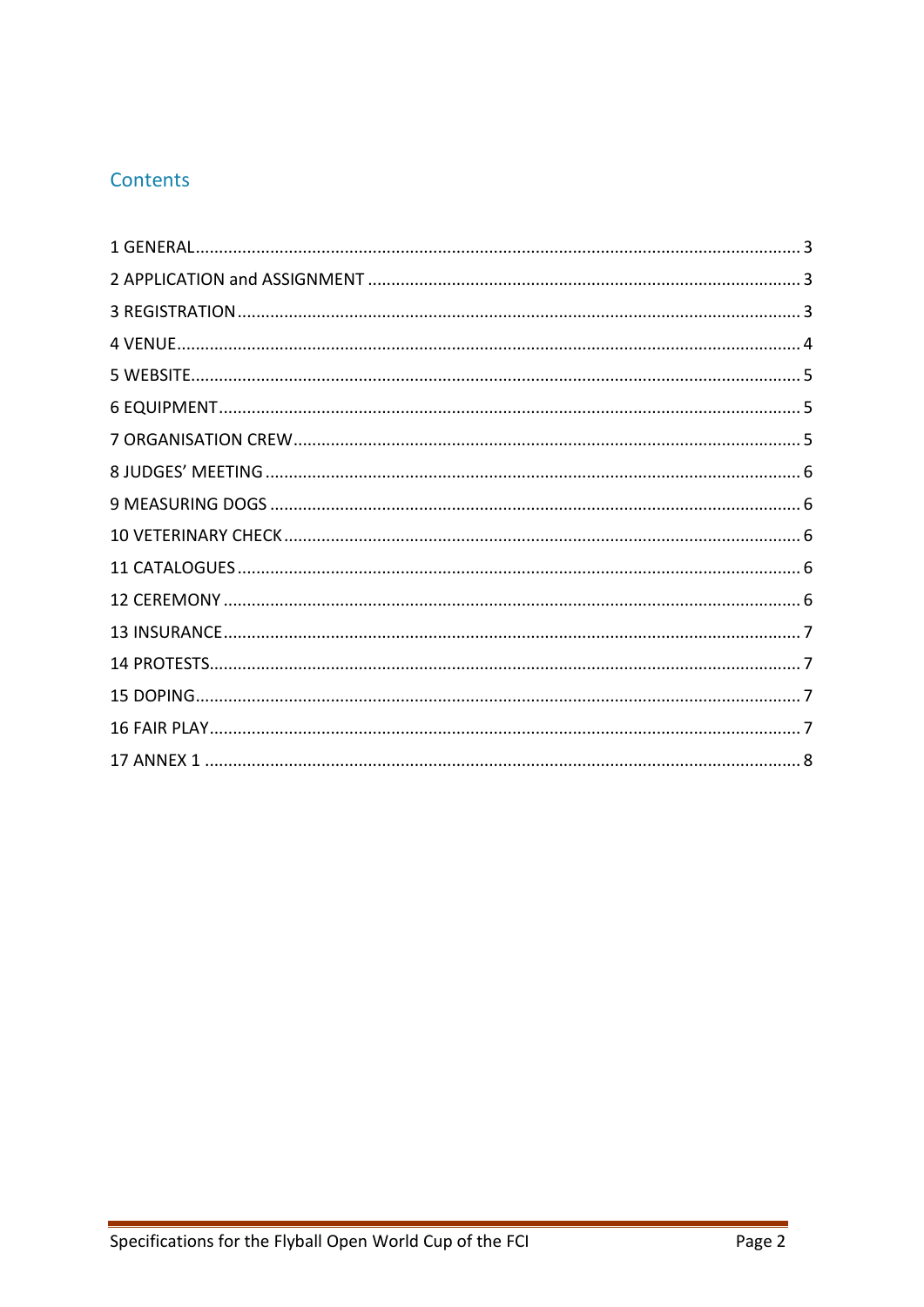## Contents

1 GENERAL ........ 3
2 APPLICATION and ASSIGNMENT ........ 3
3 REGISTRATION ........ 3
4 VENUE ........ 4
5 WEBSITE ........ 5
6 EQUIPMENT ........ 5
7 ORGANISATION CREW ........ 5
8 JUDGES' MEETING ........ 6
9 MEASURING DOGS ........ 6
10 VETERINARY CHECK ........ 6
11 CATALOGUES ........ 6
12 CEREMONY ........ 6
13 INSURANCE ........ 7
14 PROTESTS ........ 7
15 DOPING ........ 7
16 FAIR PLAY ........ 7
17 ANNEX 1 ........ 8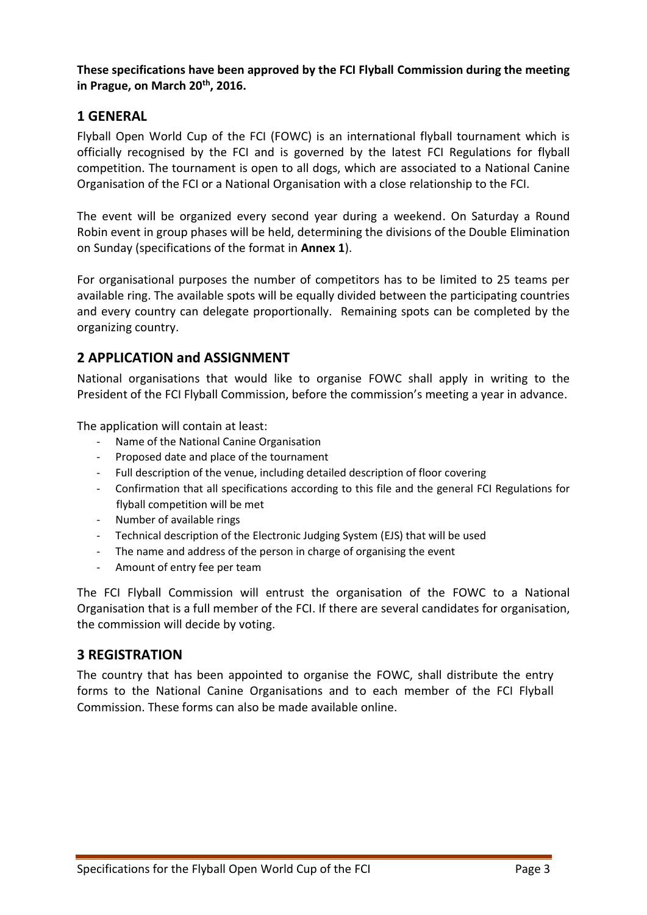**These specifications have been approved by the FCI Flyball Commission during the meeting in Prague, on March 20th, 2016.**

## 1 GENERAL

Flyball Open World Cup of the FCI (FOWC) is an international flyball tournament which is officially recognised by the FCI and is governed by the latest FCI Regulations for flyball competition. The tournament is open to all dogs, which are associated to a National Canine Organisation of the FCI or a National Organisation with a close relationship to the FCI.

The event will be organized every second year during a weekend. On Saturday a Round Robin event in group phases will be held, determining the divisions of the Double Elimination on Sunday (specifications of the format in **Annex 1**).

For organisational purposes the number of competitors has to be limited to 25 teams per available ring. The available spots will be equally divided between the participating countries and every country can delegate proportionally. Remaining spots can be completed by the organizing country.

## 2 APPLICATION and ASSIGNMENT

National organisations that would like to organise FOWC shall apply in writing to the President of the FCI Flyball Commission, before the commission's meeting a year in advance.

The application will contain at least:

- Name of the National Canine Organisation
- Proposed date and place of the tournament
- Full description of the venue, including detailed description of floor covering
- Confirmation that all specifications according to this file and the general FCI Regulations for flyball competition will be met
- Number of available rings
- Technical description of the Electronic Judging System (EJS) that will be used
- The name and address of the person in charge of organising the event
- Amount of entry fee per team

The FCI Flyball Commission will entrust the organisation of the FOWC to a National Organisation that is a full member of the FCI. If there are several candidates for organisation, the commission will decide by voting.

## 3 REGISTRATION

The country that has been appointed to organise the FOWC, shall distribute the entry forms to the National Canine Organisations and to each member of the FCI Flyball Commission. These forms can also be made available online.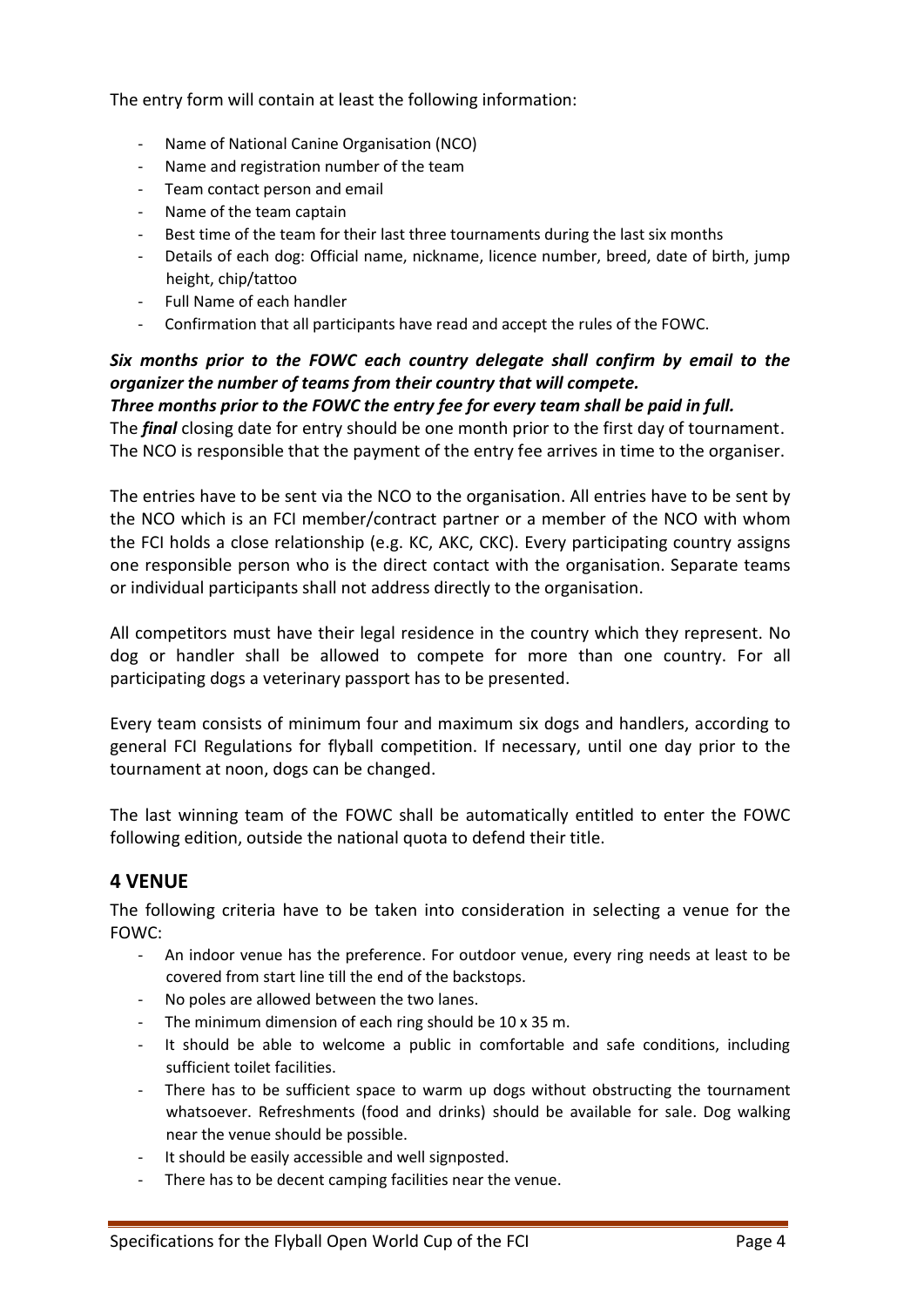The entry form will contain at least the following information:

- Name of National Canine Organisation (NCO)
- Name and registration number of the team
- Team contact person and email
- Name of the team captain
- Best time of the team for their last three tournaments during the last six months
- Details of each dog: Official name, nickname, licence number, breed, date of birth, jump height, chip/tattoo
- Full Name of each handler
- Confirmation that all participants have read and accept the rules of the FOWC.

***Six months prior to the FOWC each country delegate shall confirm by email to the organizer the number of teams from their country that will compete.***
***Three months prior to the FOWC the entry fee for every team shall be paid in full.***
The ***final*** closing date for entry should be one month prior to the first day of tournament.
The NCO is responsible that the payment of the entry fee arrives in time to the organiser.

The entries have to be sent via the NCO to the organisation. All entries have to be sent by the NCO which is an FCI member/contract partner or a member of the NCO with whom the FCI holds a close relationship (e.g. KC, AKC, CKC). Every participating country assigns one responsible person who is the direct contact with the organisation. Separate teams or individual participants shall not address directly to the organisation.

All competitors must have their legal residence in the country which they represent. No dog or handler shall be allowed to compete for more than one country. For all participating dogs a veterinary passport has to be presented.

Every team consists of minimum four and maximum six dogs and handlers, according to general FCI Regulations for flyball competition. If necessary, until one day prior to the tournament at noon, dogs can be changed.

The last winning team of the FOWC shall be automatically entitled to enter the FOWC following edition, outside the national quota to defend their title.

## 4 VENUE

The following criteria have to be taken into consideration in selecting a venue for the FOWC:

- An indoor venue has the preference. For outdoor venue, every ring needs at least to be covered from start line till the end of the backstops.
- No poles are allowed between the two lanes.
- The minimum dimension of each ring should be 10 x 35 m.
- It should be able to welcome a public in comfortable and safe conditions, including sufficient toilet facilities.
- There has to be sufficient space to warm up dogs without obstructing the tournament whatsoever. Refreshments (food and drinks) should be available for sale. Dog walking near the venue should be possible.
- It should be easily accessible and well signposted.
- There has to be decent camping facilities near the venue.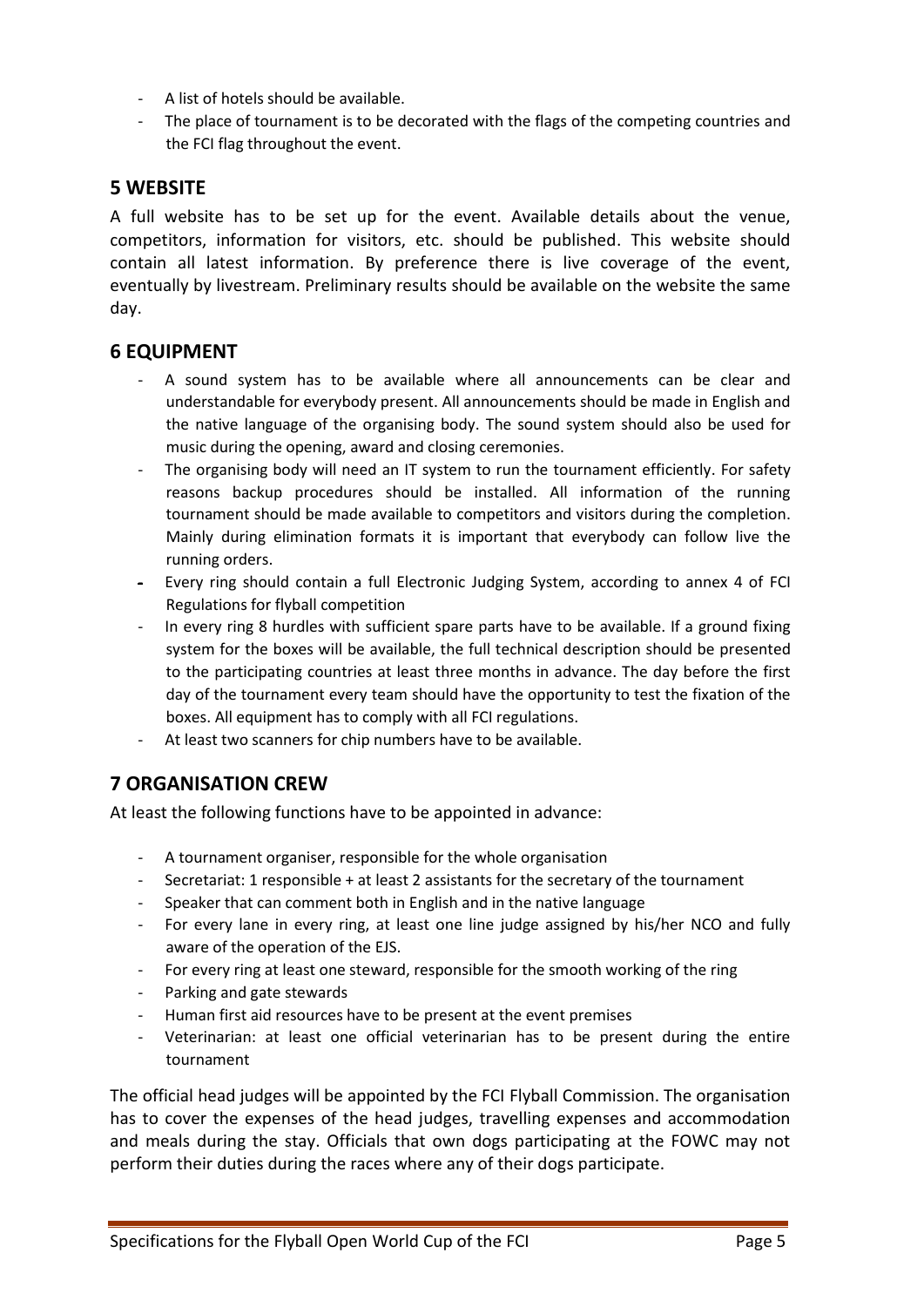- A list of hotels should be available.
- The place of tournament is to be decorated with the flags of the competing countries and the FCI flag throughout the event.

## 5 WEBSITE

A full website has to be set up for the event. Available details about the venue, competitors, information for visitors, etc. should be published. This website should contain all latest information. By preference there is live coverage of the event, eventually by livestream. Preliminary results should be available on the website the same day.

## 6 EQUIPMENT

- A sound system has to be available where all announcements can be clear and understandable for everybody present. All announcements should be made in English and the native language of the organising body. The sound system should also be used for music during the opening, award and closing ceremonies.
- The organising body will need an IT system to run the tournament efficiently. For safety reasons backup procedures should be installed. All information of the running tournament should be made available to competitors and visitors during the completion. Mainly during elimination formats it is important that everybody can follow live the running orders.
- Every ring should contain a full Electronic Judging System, according to annex 4 of FCI Regulations for flyball competition
- In every ring 8 hurdles with sufficient spare parts have to be available. If a ground fixing system for the boxes will be available, the full technical description should be presented to the participating countries at least three months in advance. The day before the first day of the tournament every team should have the opportunity to test the fixation of the boxes. All equipment has to comply with all FCI regulations.
- At least two scanners for chip numbers have to be available.

## 7 ORGANISATION CREW

At least the following functions have to be appointed in advance:

- A tournament organiser, responsible for the whole organisation
- Secretariat: 1 responsible + at least 2 assistants for the secretary of the tournament
- Speaker that can comment both in English and in the native language
- For every lane in every ring, at least one line judge assigned by his/her NCO and fully aware of the operation of the EJS.
- For every ring at least one steward, responsible for the smooth working of the ring
- Parking and gate stewards
- Human first aid resources have to be present at the event premises
- Veterinarian: at least one official veterinarian has to be present during the entire tournament

The official head judges will be appointed by the FCI Flyball Commission. The organisation has to cover the expenses of the head judges, travelling expenses and accommodation and meals during the stay. Officials that own dogs participating at the FOWC may not perform their duties during the races where any of their dogs participate.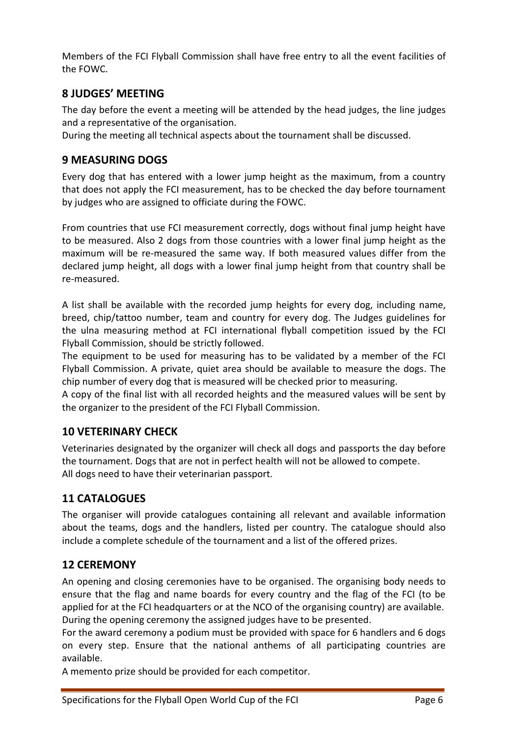Members of the FCI Flyball Commission shall have free entry to all the event facilities of the FOWC.

## 8 JUDGES' MEETING

The day before the event a meeting will be attended by the head judges, the line judges and a representative of the organisation.
During the meeting all technical aspects about the tournament shall be discussed.

## 9 MEASURING DOGS

Every dog that has entered with a lower jump height as the maximum, from a country that does not apply the FCI measurement, has to be checked the day before tournament by judges who are assigned to officiate during the FOWC.

From countries that use FCI measurement correctly, dogs without final jump height have to be measured. Also 2 dogs from those countries with a lower final jump height as the maximum will be re-measured the same way. If both measured values differ from the declared jump height, all dogs with a lower final jump height from that country shall be re-measured.

A list shall be available with the recorded jump heights for every dog, including name, breed, chip/tattoo number, team and country for every dog. The Judges guidelines for the ulna measuring method at FCI international flyball competition issued by the FCI Flyball Commission, should be strictly followed.
The equipment to be used for measuring has to be validated by a member of the FCI Flyball Commission. A private, quiet area should be available to measure the dogs. The chip number of every dog that is measured will be checked prior to measuring.
A copy of the final list with all recorded heights and the measured values will be sent by the organizer to the president of the FCI Flyball Commission.

## 10 VETERINARY CHECK

Veterinaries designated by the organizer will check all dogs and passports the day before the tournament. Dogs that are not in perfect health will not be allowed to compete.
All dogs need to have their veterinarian passport.

## 11 CATALOGUES

The organiser will provide catalogues containing all relevant and available information about the teams, dogs and the handlers, listed per country. The catalogue should also include a complete schedule of the tournament and a list of the offered prizes.

## 12 CEREMONY

An opening and closing ceremonies have to be organised. The organising body needs to ensure that the flag and name boards for every country and the flag of the FCI (to be applied for at the FCI headquarters or at the NCO of the organising country) are available.
During the opening ceremony the assigned judges have to be presented.
For the award ceremony a podium must be provided with space for 6 handlers and 6 dogs on every step. Ensure that the national anthems of all participating countries are available.
A memento prize should be provided for each competitor.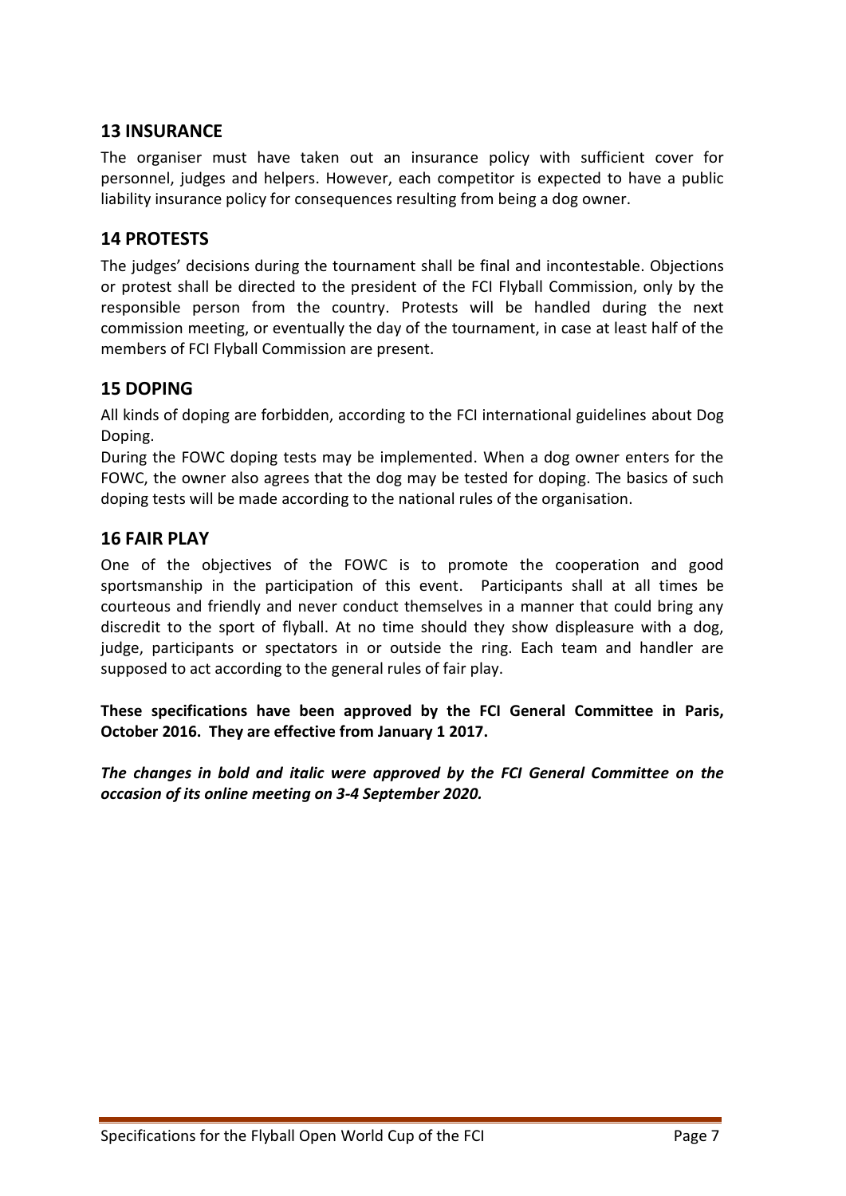## 13 INSURANCE

The organiser must have taken out an insurance policy with sufficient cover for personnel, judges and helpers. However, each competitor is expected to have a public liability insurance policy for consequences resulting from being a dog owner.

## 14 PROTESTS

The judges' decisions during the tournament shall be final and incontestable. Objections or protest shall be directed to the president of the FCI Flyball Commission, only by the responsible person from the country. Protests will be handled during the next commission meeting, or eventually the day of the tournament, in case at least half of the members of FCI Flyball Commission are present.

## 15 DOPING

All kinds of doping are forbidden, according to the FCI international guidelines about Dog Doping.

During the FOWC doping tests may be implemented. When a dog owner enters for the FOWC, the owner also agrees that the dog may be tested for doping. The basics of such doping tests will be made according to the national rules of the organisation.

## 16 FAIR PLAY

One of the objectives of the FOWC is to promote the cooperation and good sportsmanship in the participation of this event. Participants shall at all times be courteous and friendly and never conduct themselves in a manner that could bring any discredit to the sport of flyball. At no time should they show displeasure with a dog, judge, participants or spectators in or outside the ring. Each team and handler are supposed to act according to the general rules of fair play.

**These specifications have been approved by the FCI General Committee in Paris, October 2016. They are effective from January 1 2017.**

***The changes in bold and italic were approved by the FCI General Committee on the occasion of its online meeting on 3-4 September 2020.***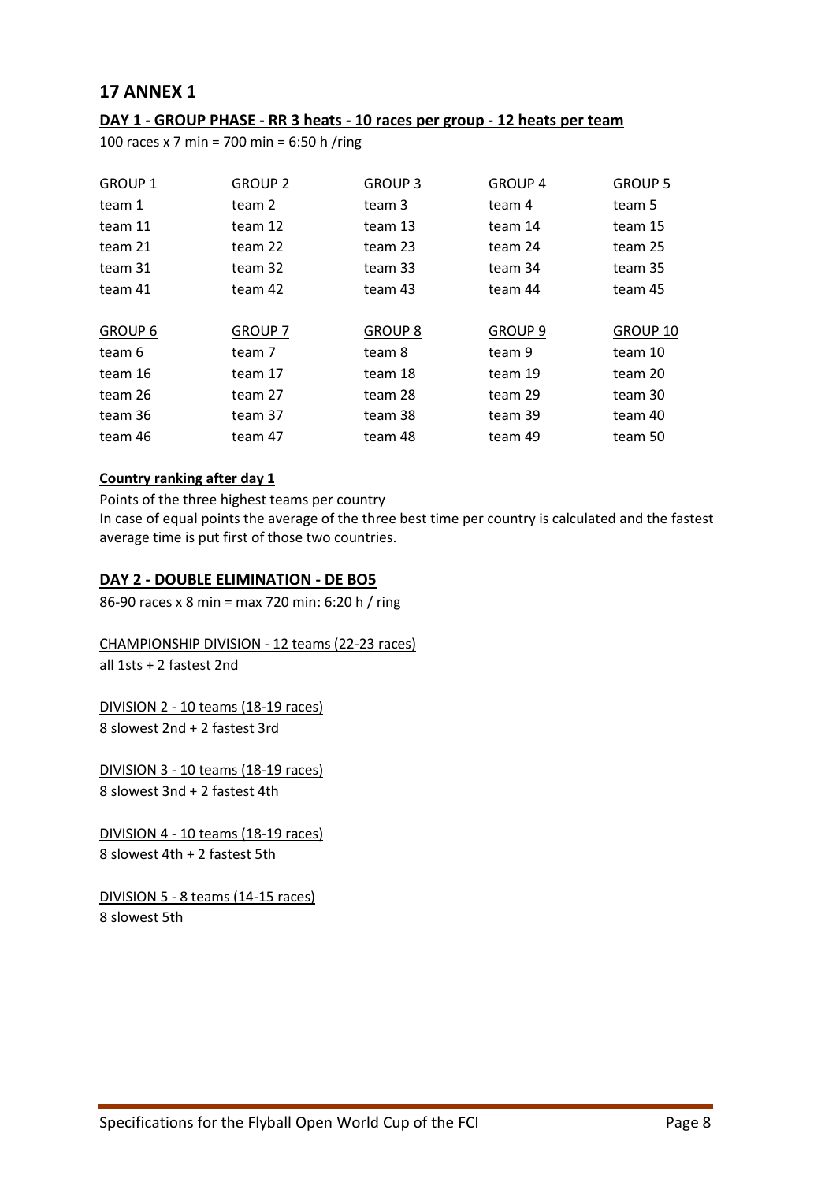# 17 ANNEX 1

**DAY 1 - GROUP PHASE - RR 3 heats - 10 races per group - 12 heats per team**

100 races x 7 min = 700 min = 6:50 h /ring

| GROUP 1 | GROUP 2 | GROUP 3 | GROUP 4 | GROUP 5 |
|---|---|---|---|---|
| team 1 | team 2 | team 3 | team 4 | team 5 |
| team 11 | team 12 | team 13 | team 14 | team 15 |
| team 21 | team 22 | team 23 | team 24 | team 25 |
| team 31 | team 32 | team 33 | team 34 | team 35 |
| team 41 | team 42 | team 43 | team 44 | team 45 |

| GROUP 6 | GROUP 7 | GROUP 8 | GROUP 9 | GROUP 10 |
|---|---|---|---|---|
| team 6 | team 7 | team 8 | team 9 | team 10 |
| team 16 | team 17 | team 18 | team 19 | team 20 |
| team 26 | team 27 | team 28 | team 29 | team 30 |
| team 36 | team 37 | team 38 | team 39 | team 40 |
| team 46 | team 47 | team 48 | team 49 | team 50 |

**Country ranking after day 1**

Points of the three highest teams per country
In case of equal points the average of the three best time per country is calculated and the fastest average time is put first of those two countries.

## DAY 2 - DOUBLE ELIMINATION - DE BO5

86-90 races x 8 min = max 720 min: 6:20 h / ring

CHAMPIONSHIP DIVISION - 12 teams (22-23 races)
all 1sts + 2 fastest 2nd

DIVISION 2 - 10 teams (18-19 races)
8 slowest 2nd + 2 fastest 3rd

DIVISION 3 - 10 teams (18-19 races)
8 slowest 3nd + 2 fastest 4th

DIVISION 4 - 10 teams (18-19 races)
8 slowest 4th + 2 fastest 5th

DIVISION 5 - 8 teams (14-15 races)
8 slowest 5th